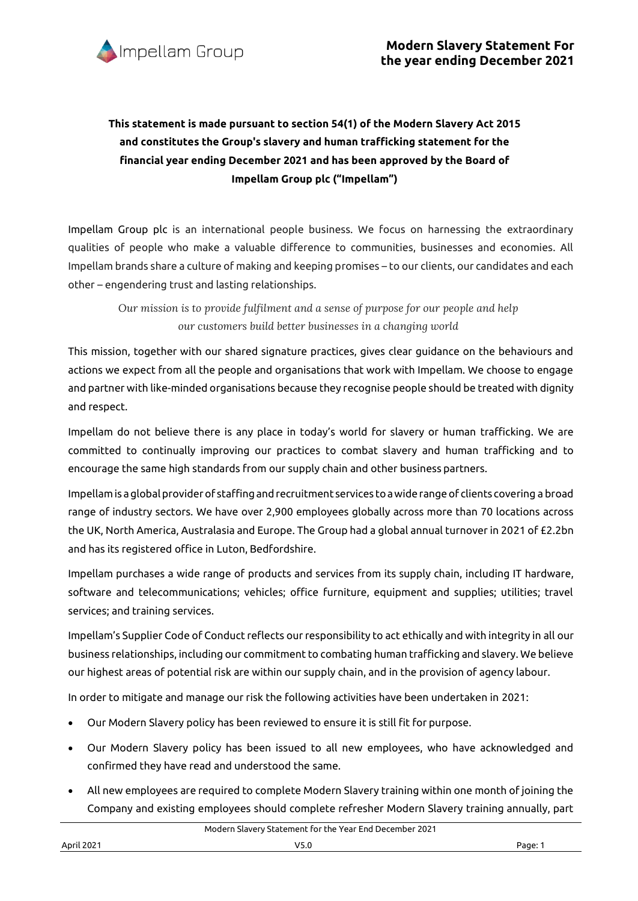# Modern Slavery Statement For the year ending December 2021

**This statement is made pursuant to section 54(1) of the Modern Slavery Act 2015 and constitutes the Group's slavery and human trafficking statement for the financial year ending December 2021 and has been approved by the Board of Impellam Group plc ("Impellam")**

Impellam Group plc is an international people business. We focus on harnessing the extraordinary qualities of people who make a valuable difference to communities, businesses and economies. All Impellam brands share a culture of making and keeping promises – to our clients, our candidates and each other – engendering trust and lasting relationships.

*Our mission is to provide fulfilment and a sense of purpose for our people and help our customers build better businesses in a changing world*

This mission, together with our shared signature practices, gives clear guidance on the behaviours and actions we expect from all the people and organisations that work with Impellam. We choose to engage and partner with like-minded organisations because they recognise people should be treated with dignity and respect.

Impellam do not believe there is any place in today's world for slavery or human trafficking. We are committed to continually improving our practices to combat slavery and human trafficking and to encourage the same high standards from our supply chain and other business partners.

Impellam is a global provider of staffing and recruitment services to a wide range of clients covering a broad range of industry sectors. We have over 2,900 employees globally across more than 70 locations across the UK, North America, Australasia and Europe. The Group had a global annual turnover in 2021 of £2.2bn and has its registered office in Luton, Bedfordshire.

Impellam purchases a wide range of products and services from its supply chain, including IT hardware, software and telecommunications; vehicles; office furniture, equipment and supplies; utilities; travel services; and training services.

Impellam's Supplier Code of Conduct reflects our responsibility to act ethically and with integrity in all our business relationships, including our commitment to combating human trafficking and slavery. We believe our highest areas of potential risk are within our supply chain, and in the provision of agency labour.

In order to mitigate and manage our risk the following activities have been undertaken in 2021:

- Our Modern Slavery policy has been reviewed to ensure it is still fit for purpose.
- Our Modern Slavery policy has been issued to all new employees, who have acknowledged and confirmed they have read and understood the same.
- All new employees are required to complete Modern Slavery training within one month of joining the Company and existing employees should complete refresher Modern Slavery training annually, part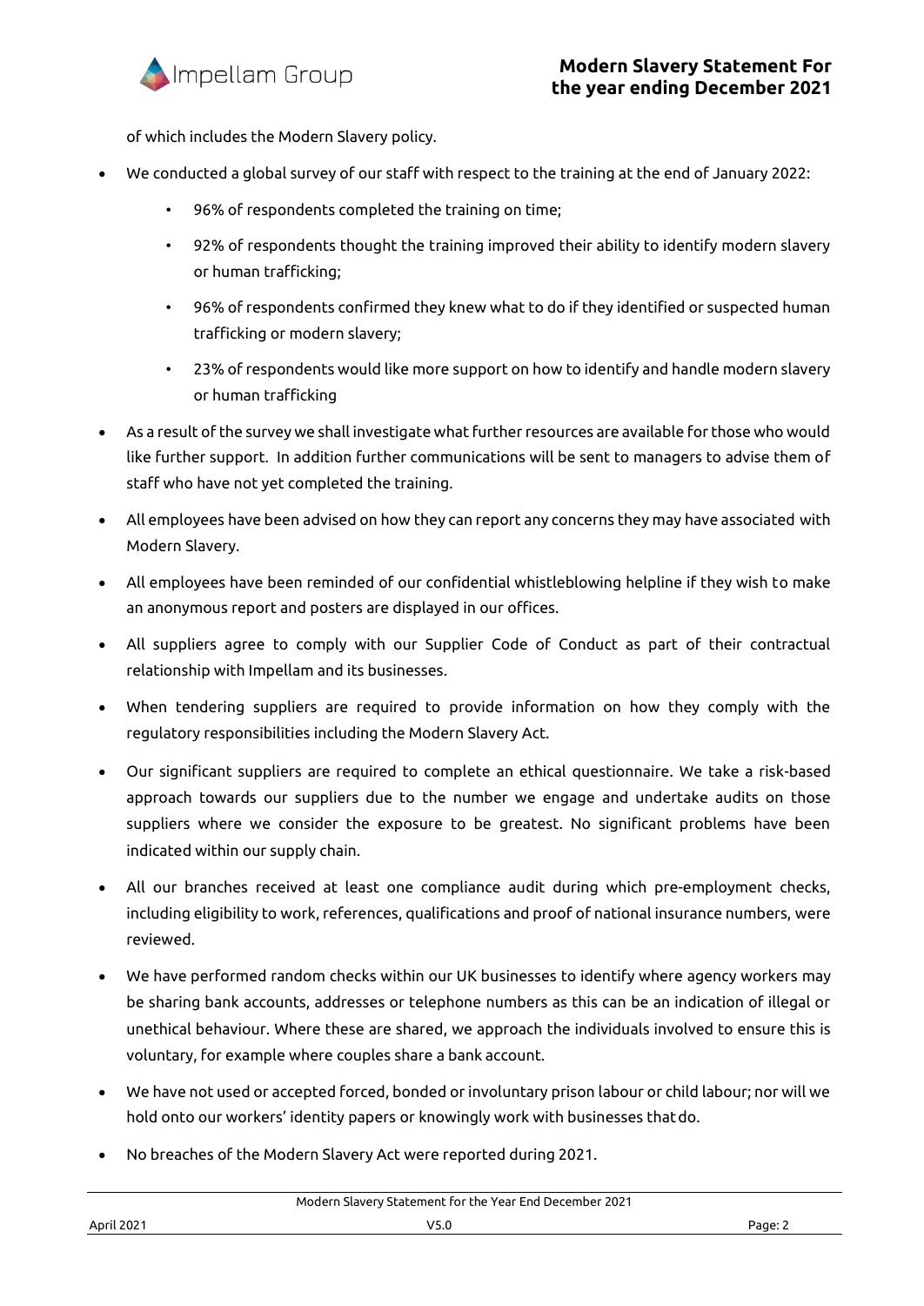of which includes the Modern Slavery policy.

- We conducted a global survey of our staff with respect to the training at the end of January 2022:
    - 96% of respondents completed the training on time;
    - 92% of respondents thought the training improved their ability to identify modern slavery or human trafficking;
    - 96% of respondents confirmed they knew what to do if they identified or suspected human trafficking or modern slavery;
    - 23% of respondents would like more support on how to identify and handle modern slavery or human trafficking
- As a result of the survey we shall investigate what further resources are available for those who would like further support. In addition further communications will be sent to managers to advise them of staff who have not yet completed the training.
- All employees have been advised on how they can report any concerns they may have associated with Modern Slavery.
- All employees have been reminded of our confidential whistleblowing helpline if they wish to make an anonymous report and posters are displayed in our offices.
- All suppliers agree to comply with our Supplier Code of Conduct as part of their contractual relationship with Impellam and its businesses.
- When tendering suppliers are required to provide information on how they comply with the regulatory responsibilities including the Modern Slavery Act.
- Our significant suppliers are required to complete an ethical questionnaire. We take a risk-based approach towards our suppliers due to the number we engage and undertake audits on those suppliers where we consider the exposure to be greatest. No significant problems have been indicated within our supply chain.
- All our branches received at least one compliance audit during which pre-employment checks, including eligibility to work, references, qualifications and proof of national insurance numbers, were reviewed.
- We have performed random checks within our UK businesses to identify where agency workers may be sharing bank accounts, addresses or telephone numbers as this can be an indication of illegal or unethical behaviour. Where these are shared, we approach the individuals involved to ensure this is voluntary, for example where couples share a bank account.
- We have not used or accepted forced, bonded or involuntary prison labour or child labour; nor will we hold onto our workers' identity papers or knowingly work with businesses that do.
- No breaches of the Modern Slavery Act were reported during 2021.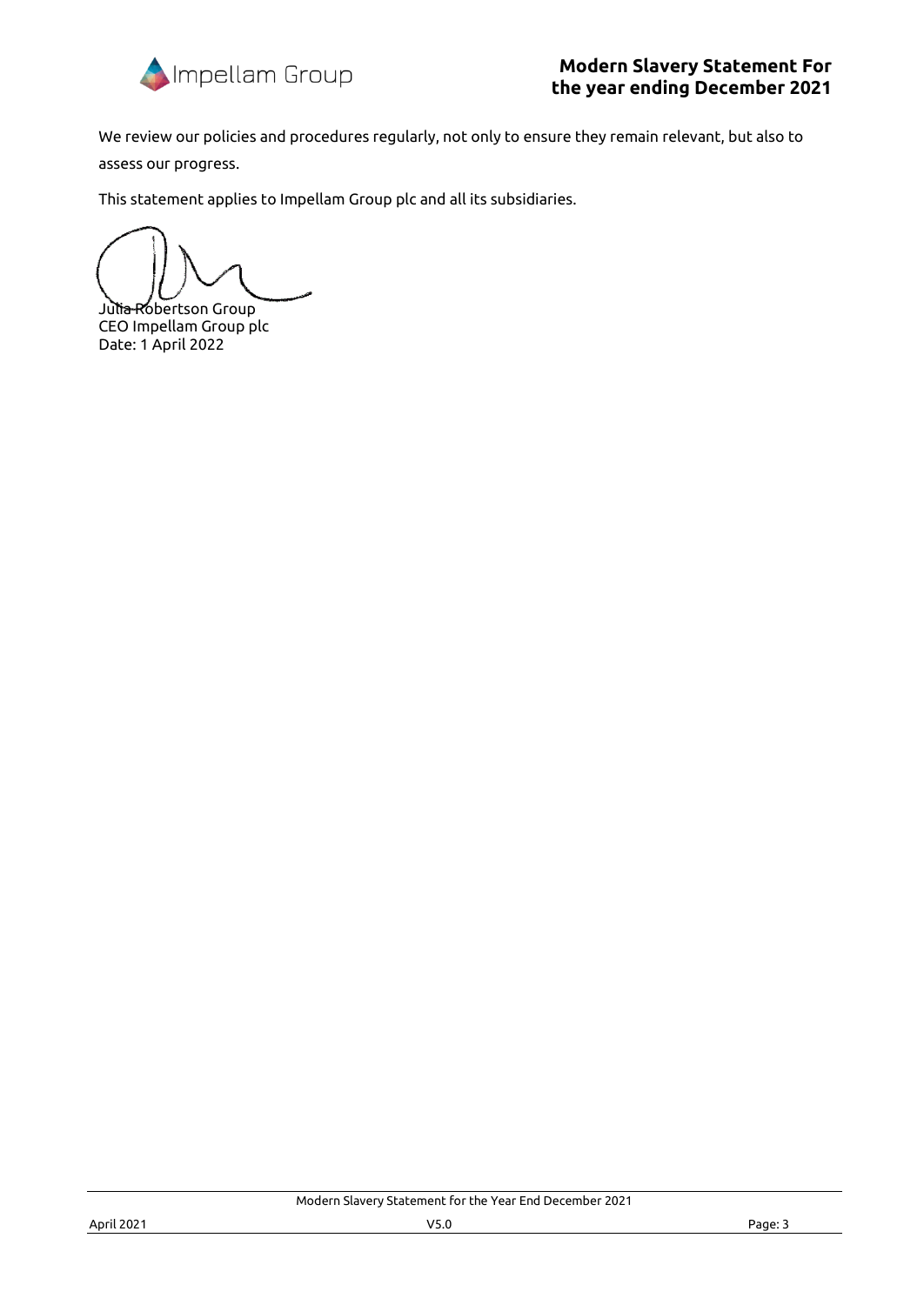We review our policies and procedures regularly, not only to ensure they remain relevant, but also to assess our progress.

This statement applies to Impellam Group plc and all its subsidiaries.

Julia Robertson Group
CEO Impellam Group plc
Date: 1 April 2022